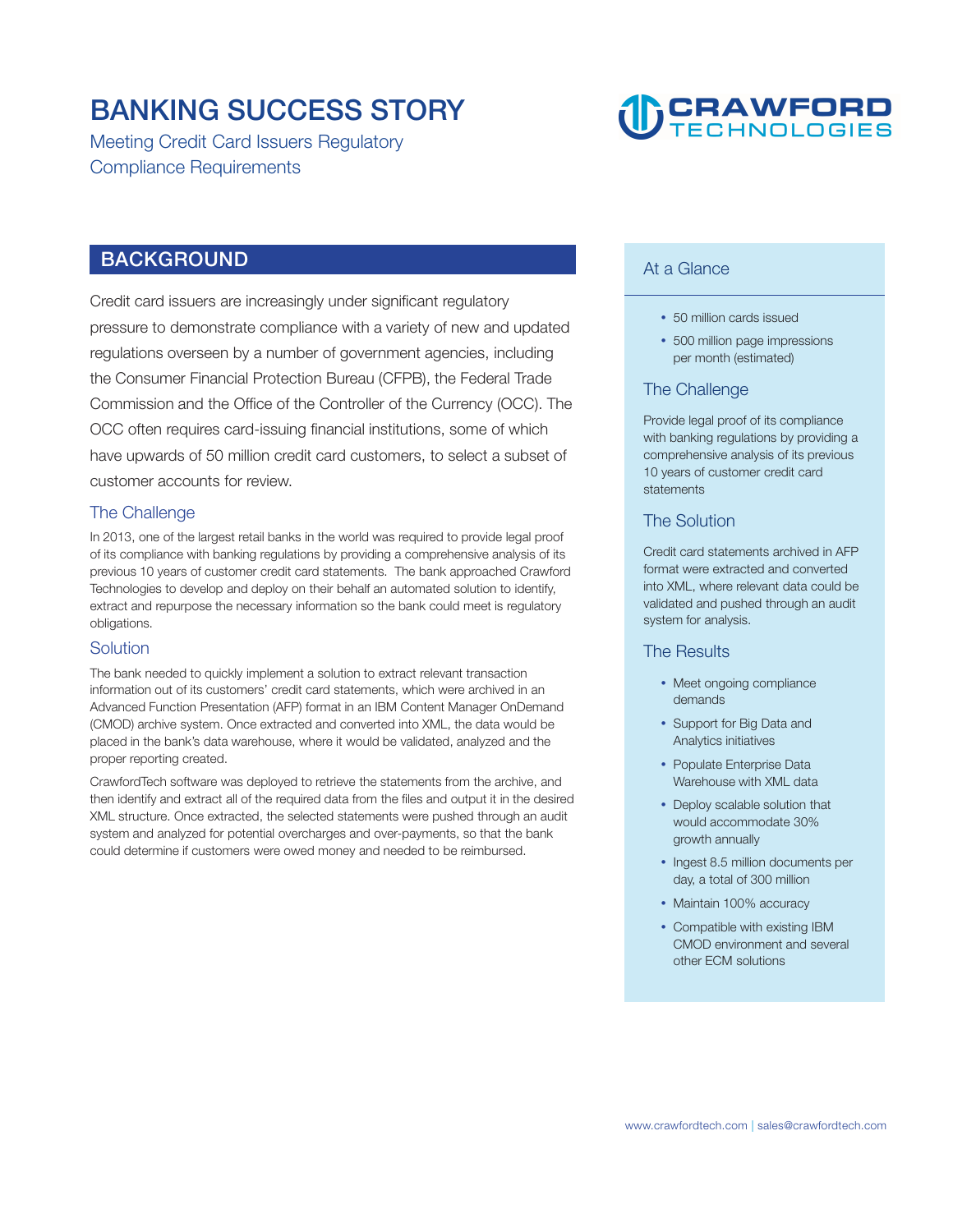# BANKING SUCCESS STORY

Meeting Credit Card Issuers Regulatory Compliance Requirements

CRAWFORD TECHNOLOGIES

## BACKGROUND

Credit card issuers are increasingly under significant regulatory pressure to demonstrate compliance with a variety of new and updated regulations overseen by a number of government agencies, including the Consumer Financial Protection Bureau (CFPB), the Federal Trade Commission and the Office of the Controller of the Currency (OCC). The OCC often requires card-issuing financial institutions, some of which have upwards of 50 million credit card customers, to select a subset of customer accounts for review.

### The Challenge

In 2013, one of the largest retail banks in the world was required to provide legal proof of its compliance with banking regulations by providing a comprehensive analysis of its previous 10 years of customer credit card statements. The bank approached Crawford Technologies to develop and deploy on their behalf an automated solution to identify, extract and repurpose the necessary information so the bank could meet is regulatory obligations.

### Solution

The bank needed to quickly implement a solution to extract relevant transaction information out of its customers' credit card statements, which were archived in an Advanced Function Presentation (AFP) format in an IBM Content Manager OnDemand (CMOD) archive system. Once extracted and converted into XML, the data would be placed in the bank's data warehouse, where it would be validated, analyzed and the proper reporting created.

CrawfordTech software was deployed to retrieve the statements from the archive, and then identify and extract all of the required data from the files and output it in the desired XML structure. Once extracted, the selected statements were pushed through an audit system and analyzed for potential overcharges and over-payments, so that the bank could determine if customers were owed money and needed to be reimbursed.

## At a Glance

- 50 million cards issued
- 500 million page impressions per month (estimated)

### The Challenge

Provide legal proof of its compliance with banking regulations by providing a comprehensive analysis of its previous 10 years of customer credit card statements

### The Solution

Credit card statements archived in AFP format were extracted and converted into XML, where relevant data could be validated and pushed through an audit system for analysis.

### The Results

- Meet ongoing compliance demands
- Support for Big Data and Analytics initiatives
- Populate Enterprise Data Warehouse with XML data
- Deploy scalable solution that would accommodate 30% growth annually
- Ingest 8.5 million documents per day, a total of 300 million
- Maintain 100% accuracy
- Compatible with existing IBM CMOD environment and several other ECM solutions

www.crawfordtech.com | sales@crawfordtech.com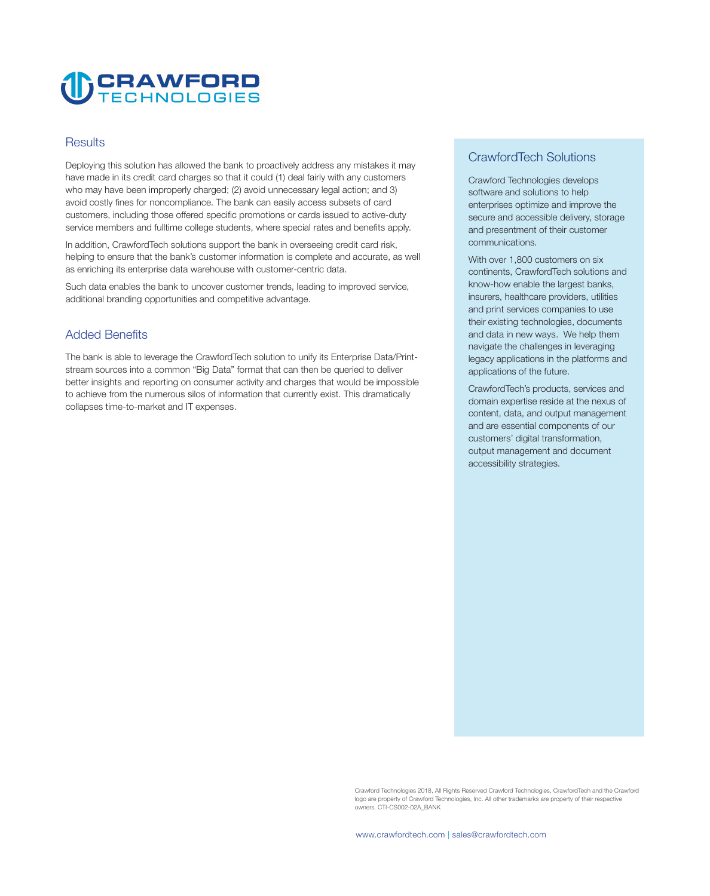CRAWFORD TECHNOLOGIES

## Results

Deploying this solution has allowed the bank to proactively address any mistakes it may have made in its credit card charges so that it could (1) deal fairly with any customers who may have been improperly charged; (2) avoid unnecessary legal action; and 3) avoid costly fines for noncompliance. The bank can easily access subsets of card customers, including those offered specific promotions or cards issued to active-duty service members and fulltime college students, where special rates and benefits apply.

In addition, CrawfordTech solutions support the bank in overseeing credit card risk, helping to ensure that the bank's customer information is complete and accurate, as well as enriching its enterprise data warehouse with customer-centric data.

Such data enables the bank to uncover customer trends, leading to improved service, additional branding opportunities and competitive advantage.

## Added Benefits

The bank is able to leverage the CrawfordTech solution to unify its Enterprise Data/Print-stream sources into a common "Big Data" format that can then be queried to deliver better insights and reporting on consumer activity and charges that would be impossible to achieve from the numerous silos of information that currently exist. This dramatically collapses time-to-market and IT expenses.

## CrawfordTech Solutions

Crawford Technologies develops software and solutions to help enterprises optimize and improve the secure and accessible delivery, storage and presentment of their customer communications.

With over 1,800 customers on six continents, CrawfordTech solutions and know-how enable the largest banks, insurers, healthcare providers, utilities and print services companies to use their existing technologies, documents and data in new ways. We help them navigate the challenges in leveraging legacy applications in the platforms and applications of the future.

CrawfordTech's products, services and domain expertise reside at the nexus of content, data, and output management and are essential components of our customers' digital transformation, output management and document accessibility strategies.

Crawford Technologies 2018, All Rights Reserved Crawford Technologies, CrawfordTech and the Crawford logo are property of Crawford Technologies, Inc. All other trademarks are property of their respective owners. CTI-CS002-02A_BANK

www.crawfordtech.com | sales@crawfordtech.com